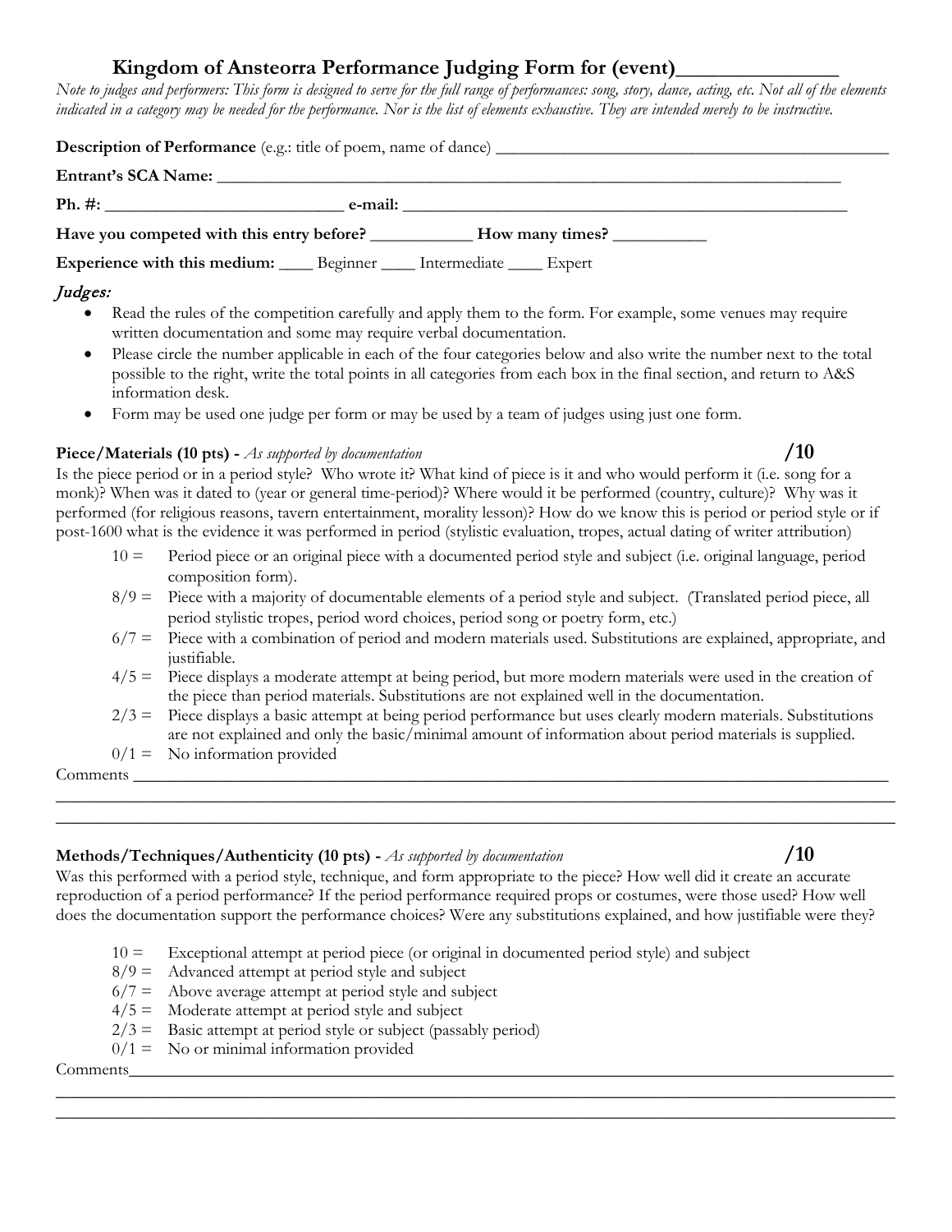# Kingdom of Ansteorra Performance Judging Form for (event)_______________

*Note to judges and performers: This form is designed to serve for the full range of performances: song, story, dance, acting, etc. Not all of the elements indicated in a category may be needed for the performance. Nor is the list of elements exhaustive. They are intended merely to be instructive.*

**Description of Performance** (e.g.: title of poem, name of dance) _______________________________________________

**Entrant's SCA Name:** ____________________________________________________________________________

**Ph. #:** ___________________________ **e-mail:** _______________________________________________________

**Have you competed with this entry before?** ___________ **How many times?** ___________

**Experience with this medium:** ____ Beginner ____ Intermediate ____ Expert

## *Judges:*

- Read the rules of the competition carefully and apply them to the form. For example, some venues may require written documentation and some may require verbal documentation.
- Please circle the number applicable in each of the four categories below and also write the number next to the total possible to the right, write the total points in all categories from each box in the final section, and return to A&S information desk.
- Form may be used one judge per form or may be used by a team of judges using just one form.

**Piece/Materials (10 pts) -** *As supported by documentation* **/10**

Is the piece period or in a period style? Who wrote it? What kind of piece is it and who would perform it (i.e. song for a monk)? When was it dated to (year or general time-period)? Where would it be performed (country, culture)? Why was it performed (for religious reasons, tavern entertainment, morality lesson)? How do we know this is period or period style or if post-1600 what is the evidence it was performed in period (stylistic evaluation, tropes, actual dating of writer attribution)

- 10 = Period piece or an original piece with a documented period style and subject (i.e. original language, period composition form).
- 8/9 = Piece with a majority of documentable elements of a period style and subject. (Translated period piece, all period stylistic tropes, period word choices, period song or poetry form, etc.)
- 6/7 = Piece with a combination of period and modern materials used. Substitutions are explained, appropriate, and justifiable.
- 4/5 = Piece displays a moderate attempt at being period, but more modern materials were used in the creation of the piece than period materials. Substitutions are not explained well in the documentation.
- 2/3 = Piece displays a basic attempt at being period performance but uses clearly modern materials. Substitutions are not explained and only the basic/minimal amount of information about period materials is supplied.
- 0/1 = No information provided

Comments ______________________________________________________________________________________

________________________________________________________________________________________________

________________________________________________________________________________________________

**Methods/Techniques/Authenticity (10 pts) -** *As supported by documentation* **/10**

Was this performed with a period style, technique, and form appropriate to the piece? How well did it create an accurate reproduction of a period performance? If the period performance required props or costumes, were those used? How well does the documentation support the performance choices? Were any substitutions explained, and how justifiable were they?

- 10 = Exceptional attempt at period piece (or original in documented period style) and subject
- 8/9 = Advanced attempt at period style and subject
- 6/7 = Above average attempt at period style and subject
- 4/5 = Moderate attempt at period style and subject
- 2/3 = Basic attempt at period style or subject (passably period)
- 0/1 = No or minimal information provided

Comments_______________________________________________________________________________________

________________________________________________________________________________________________

________________________________________________________________________________________________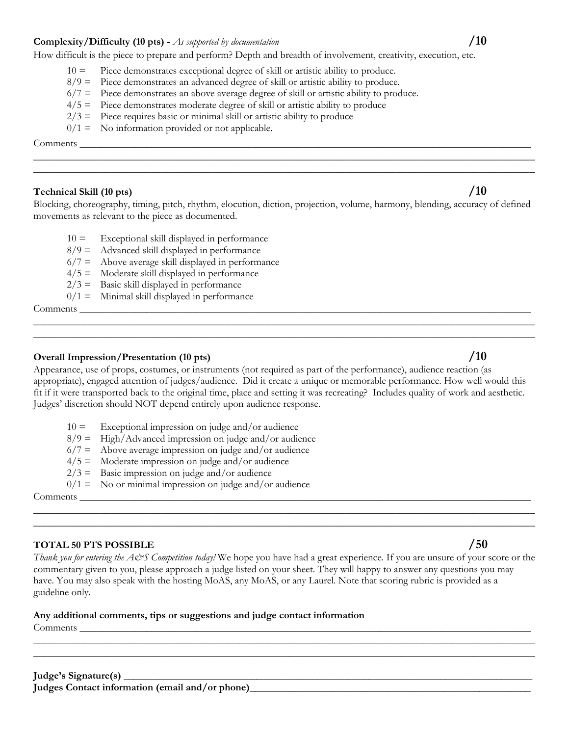**Complexity/Difficulty (10 pts) -** *As supported by documentation* **/10**

How difficult is the piece to prepare and perform? Depth and breadth of involvement, creativity, execution, etc.

- 10 = Piece demonstrates exceptional degree of skill or artistic ability to produce.
- 8/9 = Piece demonstrates an advanced degree of skill or artistic ability to produce.
- 6/7 = Piece demonstrates an above average degree of skill or artistic ability to produce.
- 4/5 = Piece demonstrates moderate degree of skill or artistic ability to produce
- 2/3 = Piece requires basic or minimal skill or artistic ability to produce
- 0/1 = No information provided or not applicable.

Comments ______________________________________________________________________________

______________________________________________________________________________________

______________________________________________________________________________________

**Technical Skill (10 pts)** **/10**

Blocking, choreography, timing, pitch, rhythm, elocution, diction, projection, volume, harmony, blending, accuracy of defined movements as relevant to the piece as documented.

- 10 = Exceptional skill displayed in performance
- 8/9 = Advanced skill displayed in performance
- 6/7 = Above average skill displayed in performance
- 4/5 = Moderate skill displayed in performance
- 2/3 = Basic skill displayed in performance
- 0/1 = Minimal skill displayed in performance

Comments ______________________________________________________________________________

______________________________________________________________________________________

______________________________________________________________________________________

**Overall Impression/Presentation (10 pts)** **/10**

Appearance, use of props, costumes, or instruments (not required as part of the performance), audience reaction (as appropriate), engaged attention of judges/audience. Did it create a unique or memorable performance. How well would this fit if it were transported back to the original time, place and setting it was recreating? Includes quality of work and aesthetic. Judges' discretion should NOT depend entirely upon audience response.

- 10 = Exceptional impression on judge and/or audience
- 8/9 = High/Advanced impression on judge and/or audience
- 6/7 = Above average impression on judge and/or audience
- 4/5 = Moderate impression on judge and/or audience
- 2/3 = Basic impression on judge and/or audience
- 0/1 = No or minimal impression on judge and/or audience

Comments ______________________________________________________________________________

______________________________________________________________________________________

______________________________________________________________________________________

**TOTAL 50 PTS POSSIBLE** **/50**

*Thank you for entering the A&S Competition today!* We hope you have had a great experience. If you are unsure of your score or the commentary given to you, please approach a judge listed on your sheet. They will happy to answer any questions you may have. You may also speak with the hosting MoAS, any MoAS, or any Laurel. Note that scoring rubric is provided as a guideline only.

**Any additional comments, tips or suggestions and judge contact information**

Comments ______________________________________________________________________________

______________________________________________________________________________________

______________________________________________________________________________________

**Judge's Signature(s)** ________________________________________________________________

**Judges Contact information (email and/or phone)**___________________________________________